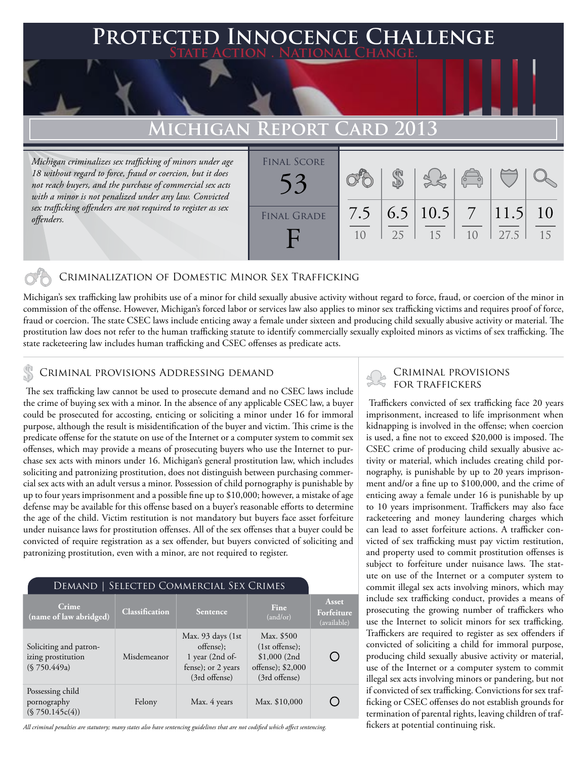# Protected Innocence Challenge

State Action . National Change.

## Michigan Report Card 2013

*Michigan criminalizes sex trafficking of minors under age 18 without regard to force, fraud or coercion, but it does not reach buyers, and the purchase of commercial sex acts with a minor is not penalized under any law. Convicted sex trafficking offenders are not required to register as sex offenders.*

| Final Score | Criminalization | Demand | Traffickers | Facilitators | Protective Provisions | Criminal Justice Tools |
|---|---|---|---|---|---|---|
| 53 | 7.5 / 10 | 6.5 / 25 | 10.5 / 15 | 7 / 10 | 11.5 / 27.5 | 10 / 15 |
| **Final Grade: F** | | | | | | |

### Criminalization of Domestic Minor Sex Trafficking

Michigan's sex trafficking law prohibits use of a minor for child sexually abusive activity without regard to force, fraud, or coercion of the minor in commission of the offense. However, Michigan's forced labor or services law also applies to minor sex trafficking victims and requires proof of force, fraud or coercion. The state CSEC laws include enticing away a female under sixteen and producing child sexually abusive activity or material. The prostitution law does not refer to the human trafficking statute to identify commercially sexually exploited minors as victims of sex trafficking. The state racketeering law includes human trafficking and CSEC offenses as predicate acts.

### Criminal provisions Addressing demand

The sex trafficking law cannot be used to prosecute demand and no CSEC laws include the crime of buying sex with a minor. In the absence of any applicable CSEC law, a buyer could be prosecuted for accosting, enticing or soliciting a minor under 16 for immoral purpose, although the result is misidentification of the buyer and victim. This crime is the predicate offense for the statute on use of the Internet or a computer system to commit sex offenses, which may provide a means of prosecuting buyers who use the Internet to purchase sex acts with minors under 16. Michigan's general prostitution law, which includes soliciting and patronizing prostitution, does not distinguish between purchasing commercial sex acts with an adult versus a minor. Possession of child pornography is punishable by up to four years imprisonment and a possible fine up to $10,000; however, a mistake of age defense may be available for this offense based on a buyer's reasonable efforts to determine the age of the child. Victim restitution is not mandatory but buyers face asset forfeiture under nuisance laws for prostitution offenses. All of the sex offenses that a buyer could be convicted of require registration as a sex offender, but buyers convicted of soliciting and patronizing prostitution, even with a minor, are not required to register.

**Demand | Selected Commercial Sex Crimes**

| Crime (name of law abridged) | Classification | Sentence | Fine (and/or) | Asset Forfeiture (available) |
|---|---|---|---|---|
| Soliciting and patronizing prostitution (§ 750.449a) | Misdemeanor | Max. 93 days (1st offense); 1 year (2nd offense); or 2 years (3rd offense) | Max. $500 (1st offense); $1,000 (2nd offense); $2,000 (3rd offense) | ○ |
| Possessing child pornography (§ 750.145c(4)) | Felony | Max. 4 years | Max. $10,000 | ○ |

*All criminal penalties are statutory; many states also have sentencing guidelines that are not codified which affect sentencing.*

### Criminal provisions for traffickers

Traffickers convicted of sex trafficking face 20 years imprisonment, increased to life imprisonment when kidnapping is involved in the offense; when coercion is used, a fine not to exceed $20,000 is imposed. The CSEC crime of producing child sexually abusive activity or material, which includes creating child pornography, is punishable by up to 20 years imprisonment and/or a fine up to $100,000, and the crime of enticing away a female under 16 is punishable by up to 10 years imprisonment. Traffickers may also face racketeering and money laundering charges which can lead to asset forfeiture actions. A trafficker convicted of sex trafficking must pay victim restitution, and property used to commit prostitution offenses is subject to forfeiture under nuisance laws. The statute on use of the Internet or a computer system to commit illegal sex acts involving minors, which may include sex trafficking conduct, provides a means of prosecuting the growing number of traffickers who use the Internet to solicit minors for sex trafficking. Traffickers are required to register as sex offenders if convicted of soliciting a child for immoral purpose, producing child sexually abusive activity or material, use of the Internet or a computer system to commit illegal sex acts involving minors or pandering, but not if convicted of sex trafficking. Convictions for sex trafficking or CSEC offenses do not establish grounds for termination of parental rights, leaving children of traffickers at potential continuing risk.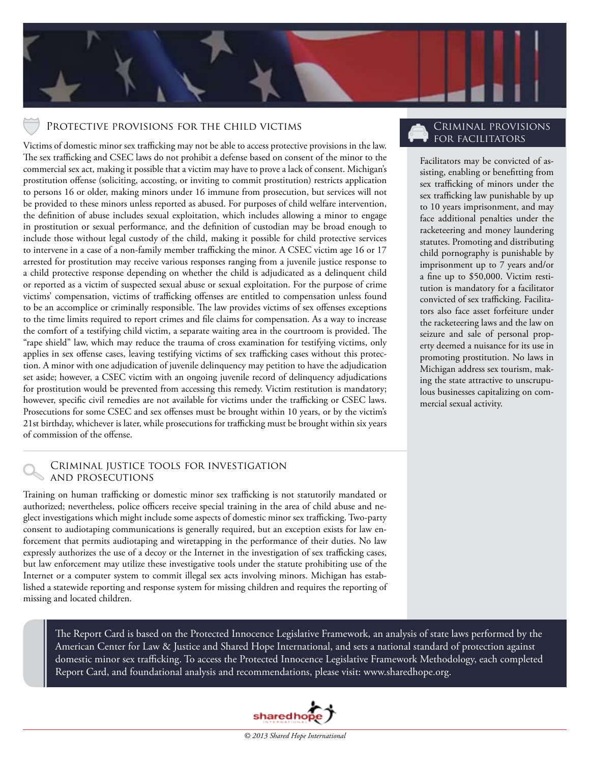## Protective provisions for the child victims

Victims of domestic minor sex trafficking may not be able to access protective provisions in the law. The sex trafficking and CSEC laws do not prohibit a defense based on consent of the minor to the commercial sex act, making it possible that a victim may have to prove a lack of consent. Michigan's prostitution offense (soliciting, accosting, or inviting to commit prostitution) restricts application to persons 16 or older, making minors under 16 immune from prosecution, but services will not be provided to these minors unless reported as abused. For purposes of child welfare intervention, the definition of abuse includes sexual exploitation, which includes allowing a minor to engage in prostitution or sexual performance, and the definition of custodian may be broad enough to include those without legal custody of the child, making it possible for child protective services to intervene in a case of a non-family member trafficking the minor. A CSEC victim age 16 or 17 arrested for prostitution may receive various responses ranging from a juvenile justice response to a child protective response depending on whether the child is adjudicated as a delinquent child or reported as a victim of suspected sexual abuse or sexual exploitation. For the purpose of crime victims' compensation, victims of trafficking offenses are entitled to compensation unless found to be an accomplice or criminally responsible. The law provides victims of sex offenses exceptions to the time limits required to report crimes and file claims for compensation. As a way to increase the comfort of a testifying child victim, a separate waiting area in the courtroom is provided. The "rape shield" law, which may reduce the trauma of cross examination for testifying victims, only applies in sex offense cases, leaving testifying victims of sex trafficking cases without this protection. A minor with one adjudication of juvenile delinquency may petition to have the adjudication set aside; however, a CSEC victim with an ongoing juvenile record of delinquency adjudications for prostitution would be prevented from accessing this remedy. Victim restitution is mandatory; however, specific civil remedies are not available for victims under the trafficking or CSEC laws. Prosecutions for some CSEC and sex offenses must be brought within 10 years, or by the victim's 21st birthday, whichever is later, while prosecutions for trafficking must be brought within six years of commission of the offense.

## Criminal justice tools for investigation and prosecutions

Training on human trafficking or domestic minor sex trafficking is not statutorily mandated or authorized; nevertheless, police officers receive special training in the area of child abuse and neglect investigations which might include some aspects of domestic minor sex trafficking. Two-party consent to audiotaping communications is generally required, but an exception exists for law enforcement that permits audiotaping and wiretapping in the performance of their duties. No law expressly authorizes the use of a decoy or the Internet in the investigation of sex trafficking cases, but law enforcement may utilize these investigative tools under the statute prohibiting use of the Internet or a computer system to commit illegal sex acts involving minors. Michigan has established a statewide reporting and response system for missing children and requires the reporting of missing and located children.

## Criminal provisions for facilitators

Facilitators may be convicted of assisting, enabling or benefitting from sex trafficking of minors under the sex trafficking law punishable by up to 10 years imprisonment, and may face additional penalties under the racketeering and money laundering statutes. Promoting and distributing child pornography is punishable by imprisonment up to 7 years and/or a fine up to $50,000. Victim restitution is mandatory for a facilitator convicted of sex trafficking. Facilitators also face asset forfeiture under the racketeering laws and the law on seizure and sale of personal property deemed a nuisance for its use in promoting prostitution. No laws in Michigan address sex tourism, making the state attractive to unscrupulous businesses capitalizing on commercial sexual activity.

The Report Card is based on the Protected Innocence Legislative Framework, an analysis of state laws performed by the American Center for Law & Justice and Shared Hope International, and sets a national standard of protection against domestic minor sex trafficking. To access the Protected Innocence Legislative Framework Methodology, each completed Report Card, and foundational analysis and recommendations, please visit: www.sharedhope.org.

*© 2013 Shared Hope International*